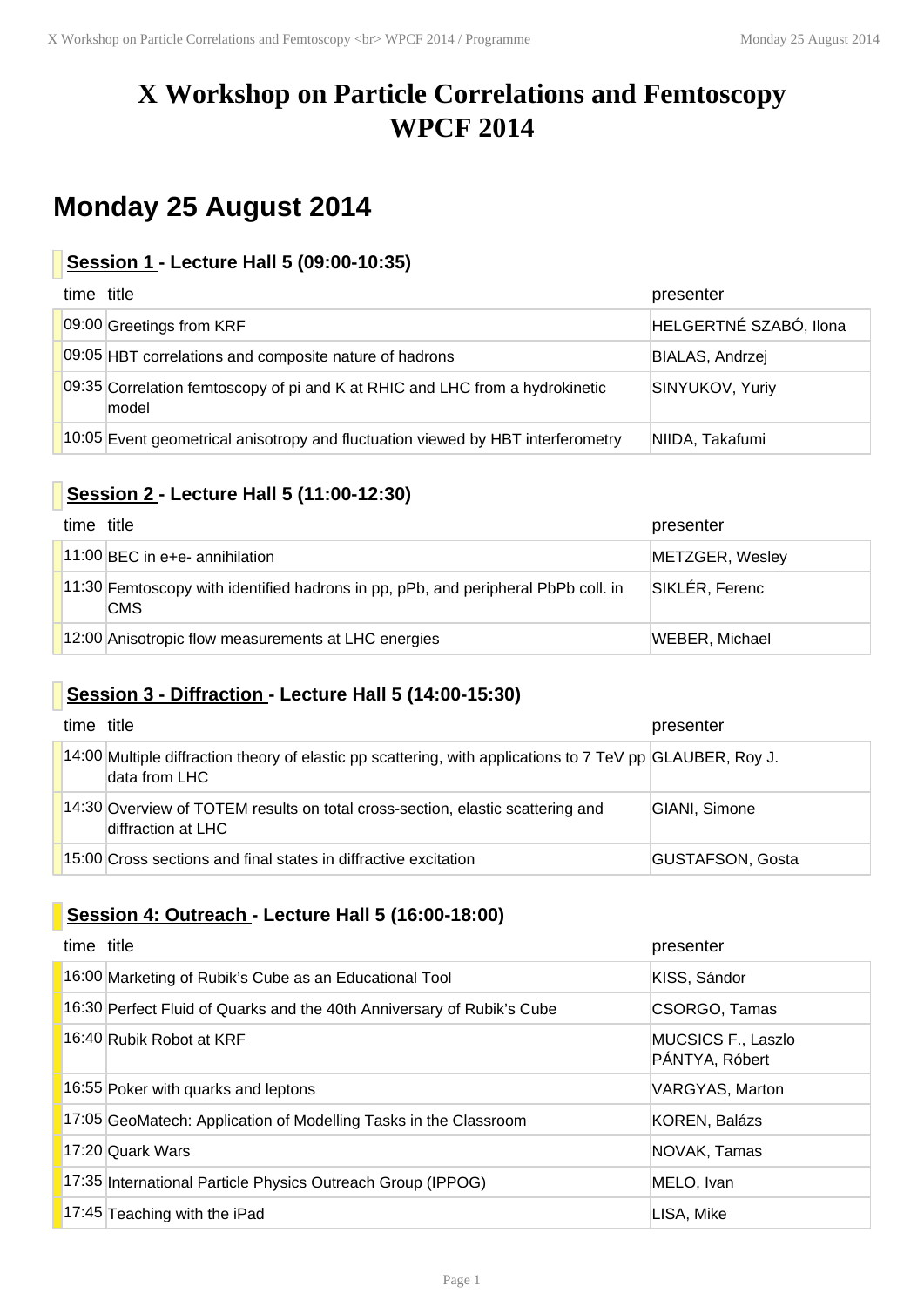# X Workshop on Particle Correlations and Femtoscopy WPCF 2014

## Monday 25 August 2014

### Session 1 - Lecture Hall 5 (09:00-10:35)

| time | title | presenter |
|---|---|---|
| 09:00 | Greetings from KRF | HELGERTNÉ SZABÓ, Ilona |
| 09:05 | HBT correlations and composite nature of hadrons | BIALAS, Andrzej |
| 09:35 | Correlation femtoscopy of pi and K at RHIC and LHC from a hydrokinetic model | SINYUKOV, Yuriy |
| 10:05 | Event geometrical anisotropy and fluctuation viewed by HBT interferometry | NIIDA, Takafumi |

### Session 2 - Lecture Hall 5 (11:00-12:30)

| time | title | presenter |
|---|---|---|
| 11:00 | BEC in e+e- annihilation | METZGER, Wesley |
| 11:30 | Femtoscopy with identified hadrons in pp, pPb, and peripheral PbPb coll. in CMS | SIKLÉR, Ferenc |
| 12:00 | Anisotropic flow measurements at LHC energies | WEBER, Michael |

### Session 3 - Diffraction - Lecture Hall 5 (14:00-15:30)

| time | title | presenter |
|---|---|---|
| 14:00 | Multiple diffraction theory of elastic pp scattering, with applications to 7 TeV pp data from LHC | GLAUBER, Roy J. |
| 14:30 | Overview of TOTEM results on total cross-section, elastic scattering and diffraction at LHC | GIANI, Simone |
| 15:00 | Cross sections and final states in diffractive excitation | GUSTAFSON, Gosta |

### Session 4: Outreach - Lecture Hall 5 (16:00-18:00)

| time | title | presenter |
|---|---|---|
| 16:00 | Marketing of Rubik's Cube as an Educational Tool | KISS, Sándor |
| 16:30 | Perfect Fluid of Quarks and the 40th Anniversary of Rubik's Cube | CSORGO, Tamas |
| 16:40 | Rubik Robot at KRF | MUCSICS F., Laszlo<br>PÁNTYA, Róbert |
| 16:55 | Poker with quarks and leptons | VARGYAS, Marton |
| 17:05 | GeoMatech: Application of Modelling Tasks in the Classroom | KOREN, Balázs |
| 17:20 | Quark Wars | NOVAK, Tamas |
| 17:35 | International Particle Physics Outreach Group (IPPOG) | MELO, Ivan |
| 17:45 | Teaching with the iPad | LISA, Mike |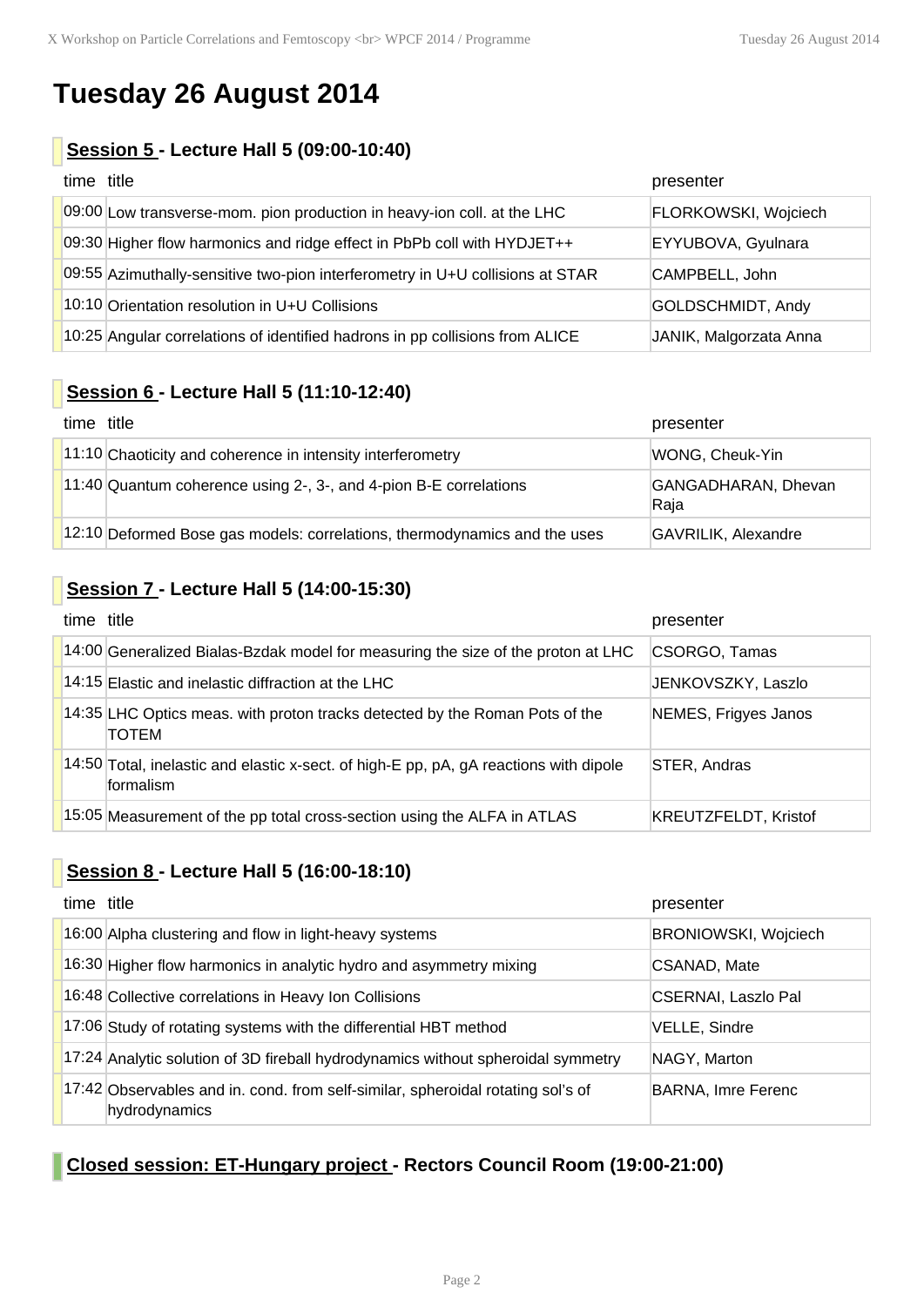# Tuesday 26 August 2014

## Session 5 - Lecture Hall 5 (09:00-10:40)

| time | title | presenter |
|---|---|---|
| 09:00 | Low transverse-mom. pion production in heavy-ion coll. at the LHC | FLORKOWSKI, Wojciech |
| 09:30 | Higher flow harmonics and ridge effect in PbPb coll with HYDJET++ | EYYUBOVA, Gyulnara |
| 09:55 | Azimuthally-sensitive two-pion interferometry in U+U collisions at STAR | CAMPBELL, John |
| 10:10 | Orientation resolution in U+U Collisions | GOLDSCHMIDT, Andy |
| 10:25 | Angular correlations of identified hadrons in pp collisions from ALICE | JANIK, Malgorzata Anna |

## Session 6 - Lecture Hall 5 (11:10-12:40)

| time | title | presenter |
|---|---|---|
| 11:10 | Chaoticity and coherence in intensity interferometry | WONG, Cheuk-Yin |
| 11:40 | Quantum coherence using 2-, 3-, and 4-pion B-E correlations | GANGADHARAN, Dhevan Raja |
| 12:10 | Deformed Bose gas models: correlations, thermodynamics and the uses | GAVRILIK, Alexandre |

## Session 7 - Lecture Hall 5 (14:00-15:30)

| time | title | presenter |
|---|---|---|
| 14:00 | Generalized Bialas-Bzdak model for measuring the size of the proton at LHC | CSORGO, Tamas |
| 14:15 | Elastic and inelastic diffraction at the LHC | JENKOVSZKY, Laszlo |
| 14:35 | LHC Optics meas. with proton tracks detected by the Roman Pots of the TOTEM | NEMES, Frigyes Janos |
| 14:50 | Total, inelastic and elastic x-sect. of high-E pp, pA, gA reactions with dipole formalism | STER, Andras |
| 15:05 | Measurement of the pp total cross-section using the ALFA in ATLAS | KREUTZFELDT, Kristof |

## Session 8 - Lecture Hall 5 (16:00-18:10)

| time | title | presenter |
|---|---|---|
| 16:00 | Alpha clustering and flow in light-heavy systems | BRONIOWSKI, Wojciech |
| 16:30 | Higher flow harmonics in analytic hydro and asymmetry mixing | CSANAD, Mate |
| 16:48 | Collective correlations in Heavy Ion Collisions | CSERNAI, Laszlo Pal |
| 17:06 | Study of rotating systems with the differential HBT method | VELLE, Sindre |
| 17:24 | Analytic solution of 3D fireball hydrodynamics without spheroidal symmetry | NAGY, Marton |
| 17:42 | Observables and in. cond. from self-similar, spheroidal rotating sol's of hydrodynamics | BARNA, Imre Ferenc |

## Closed session: ET-Hungary project - Rectors Council Room (19:00-21:00)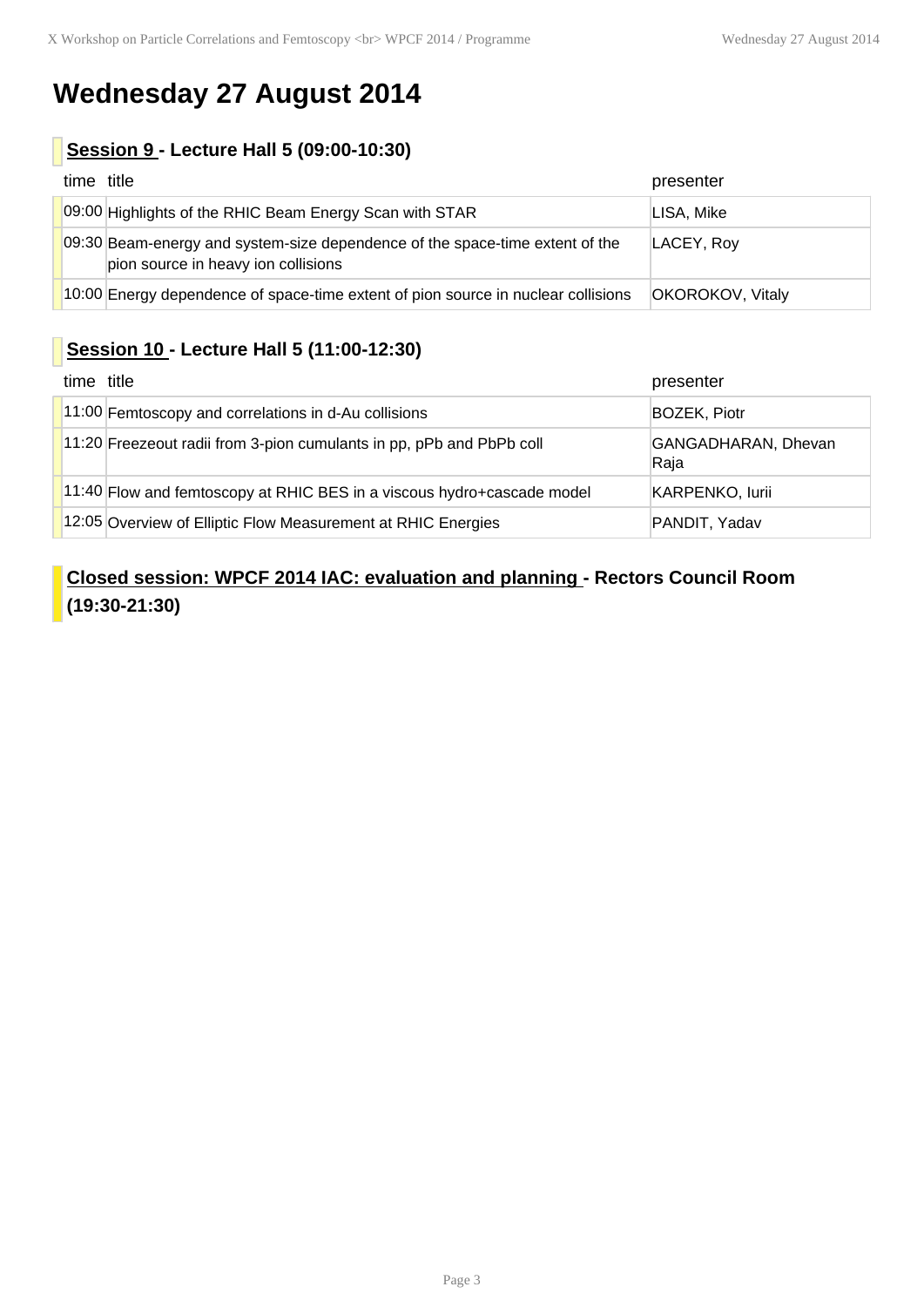# Wednesday 27 August 2014

### Session 9 - Lecture Hall 5 (09:00-10:30)

| time | title | presenter |
|---|---|---|
| 09:00 | Highlights of the RHIC Beam Energy Scan with STAR | LISA, Mike |
| 09:30 | Beam-energy and system-size dependence of the space-time extent of the pion source in heavy ion collisions | LACEY, Roy |
| 10:00 | Energy dependence of space-time extent of pion source in nuclear collisions | OKOROKOV, Vitaly |

### Session 10 - Lecture Hall 5 (11:00-12:30)

| time | title | presenter |
|---|---|---|
| 11:00 | Femtoscopy and correlations in d-Au collisions | BOZEK, Piotr |
| 11:20 | Freezeout radii from 3-pion cumulants in pp, pPb and PbPb coll | GANGADHARAN, Dhevan Raja |
| 11:40 | Flow and femtoscopy at RHIC BES in a viscous hydro+cascade model | KARPENKO, Iurii |
| 12:05 | Overview of Elliptic Flow Measurement at RHIC Energies | PANDIT, Yadav |

### Closed session: WPCF 2014 IAC: evaluation and planning - Rectors Council Room (19:30-21:30)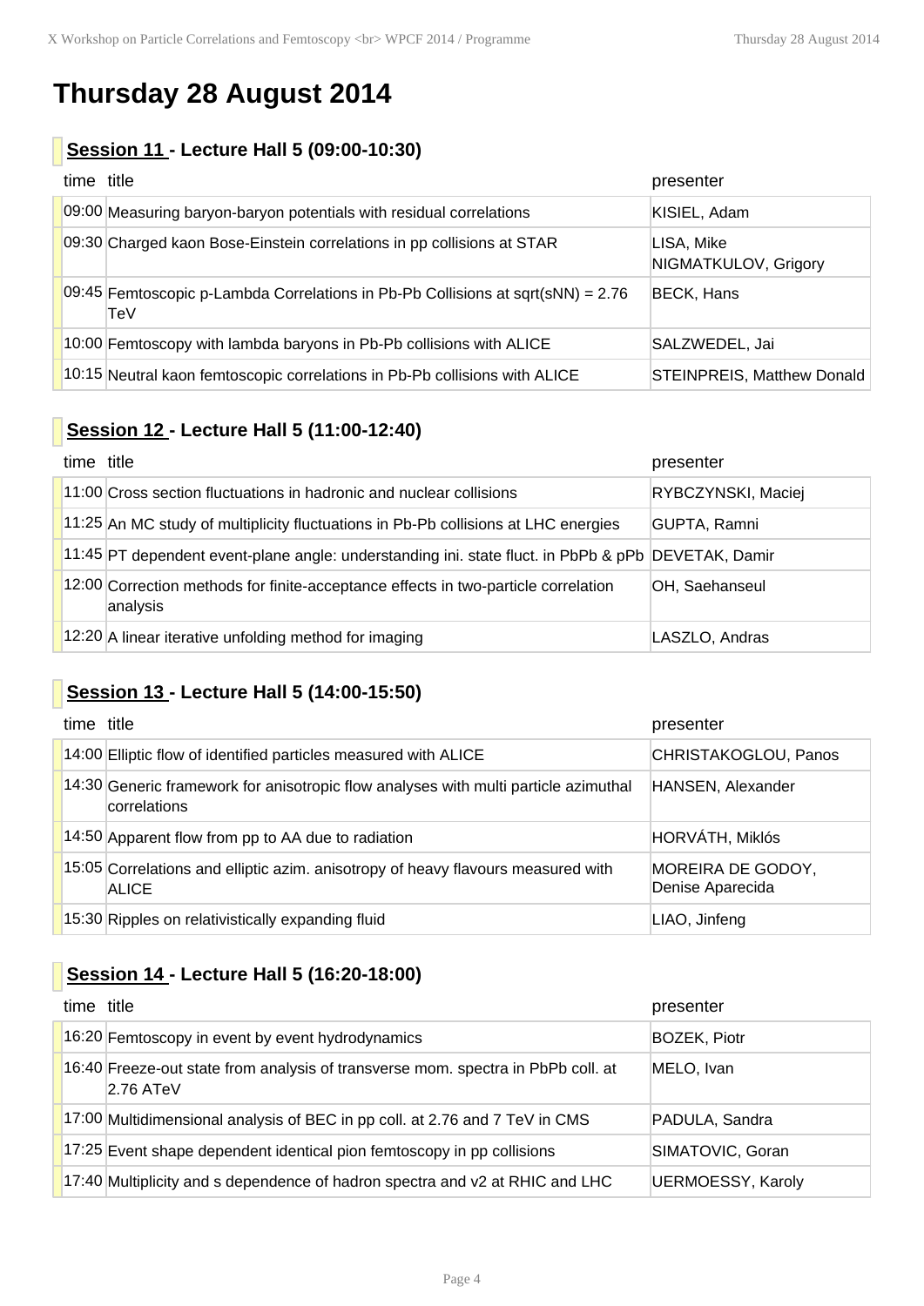# Thursday 28 August 2014

## Session 11 - Lecture Hall 5 (09:00-10:30)

| time | title | presenter |
|---|---|---|
| 09:00 | Measuring baryon-baryon potentials with residual correlations | KISIEL, Adam |
| 09:30 | Charged kaon Bose-Einstein correlations in pp collisions at STAR | LISA, Mike<br>NIGMATKULOV, Grigory |
| 09:45 | Femtoscopic p-Lambda Correlations in Pb-Pb Collisions at sqrt(sNN) = 2.76 TeV | BECK, Hans |
| 10:00 | Femtoscopy with lambda baryons in Pb-Pb collisions with ALICE | SALZWEDEL, Jai |
| 10:15 | Neutral kaon femtoscopic correlations in Pb-Pb collisions with ALICE | STEINPREIS, Matthew Donald |

## Session 12 - Lecture Hall 5 (11:00-12:40)

| time | title | presenter |
|---|---|---|
| 11:00 | Cross section fluctuations in hadronic and nuclear collisions | RYBCZYNSKI, Maciej |
| 11:25 | An MC study of multiplicity fluctuations in Pb-Pb collisions at LHC energies | GUPTA, Ramni |
| 11:45 | PT dependent event-plane angle: understanding ini. state fluct. in PbPb & pPb | DEVETAK, Damir |
| 12:00 | Correction methods for finite-acceptance effects in two-particle correlation analysis | OH, Saehanseul |
| 12:20 | A linear iterative unfolding method for imaging | LASZLO, Andras |

## Session 13 - Lecture Hall 5 (14:00-15:50)

| time | title | presenter |
|---|---|---|
| 14:00 | Elliptic flow of identified particles measured with ALICE | CHRISTAKOGLOU, Panos |
| 14:30 | Generic framework for anisotropic flow analyses with multi particle azimuthal correlations | HANSEN, Alexander |
| 14:50 | Apparent flow from pp to AA due to radiation | HORVÁTH, Miklós |
| 15:05 | Correlations and elliptic azim. anisotropy of heavy flavours measured with ALICE | MOREIRA DE GODOY, Denise Aparecida |
| 15:30 | Ripples on relativistically expanding fluid | LIAO, Jinfeng |

## Session 14 - Lecture Hall 5 (16:20-18:00)

| time | title | presenter |
|---|---|---|
| 16:20 | Femtoscopy in event by event hydrodynamics | BOZEK, Piotr |
| 16:40 | Freeze-out state from analysis of transverse mom. spectra in PbPb coll. at 2.76 ATeV | MELO, Ivan |
| 17:00 | Multidimensional analysis of BEC in pp coll. at 2.76 and 7 TeV in CMS | PADULA, Sandra |
| 17:25 | Event shape dependent identical pion femtoscopy in pp collisions | SIMATOVIC, Goran |
| 17:40 | Multiplicity and s dependence of hadron spectra and v2 at RHIC and LHC | UERMOESSY, Karoly |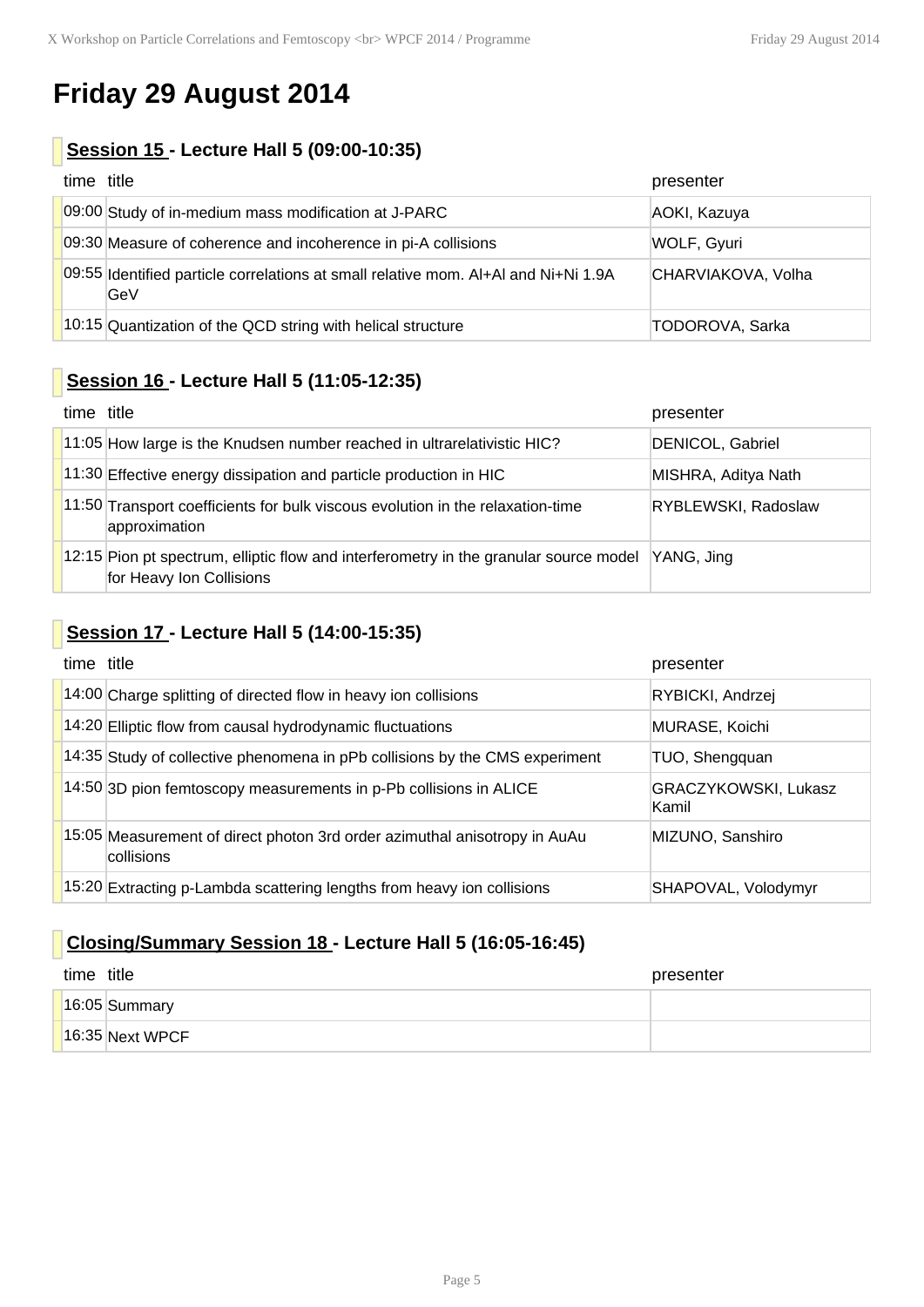# Friday 29 August 2014

## Session 15 - Lecture Hall 5 (09:00-10:35)

| time | title | presenter |
| --- | --- | --- |
| 09:00 | Study of in-medium mass modification at J-PARC | AOKI, Kazuya |
| 09:30 | Measure of coherence and incoherence in pi-A collisions | WOLF, Gyuri |
| 09:55 | Identified particle correlations at small relative mom. Al+Al and Ni+Ni 1.9A GeV | CHARVIAKOVA, Volha |
| 10:15 | Quantization of the QCD string with helical structure | TODOROVA, Sarka |

## Session 16 - Lecture Hall 5 (11:05-12:35)

| time | title | presenter |
| --- | --- | --- |
| 11:05 | How large is the Knudsen number reached in ultrarelativistic HIC? | DENICOL, Gabriel |
| 11:30 | Effective energy dissipation and particle production in HIC | MISHRA, Aditya Nath |
| 11:50 | Transport coefficients for bulk viscous evolution in the relaxation-time approximation | RYBLEWSKI, Radoslaw |
| 12:15 | Pion pt spectrum, elliptic flow and interferometry in the granular source model for Heavy Ion Collisions | YANG, Jing |

## Session 17 - Lecture Hall 5 (14:00-15:35)

| time | title | presenter |
| --- | --- | --- |
| 14:00 | Charge splitting of directed flow in heavy ion collisions | RYBICKI, Andrzej |
| 14:20 | Elliptic flow from causal hydrodynamic fluctuations | MURASE, Koichi |
| 14:35 | Study of collective phenomena in pPb collisions by the CMS experiment | TUO, Shengquan |
| 14:50 | 3D pion femtoscopy measurements in p-Pb collisions in ALICE | GRACZYKOWSKI, Lukasz Kamil |
| 15:05 | Measurement of direct photon 3rd order azimuthal anisotropy in AuAu collisions | MIZUNO, Sanshiro |
| 15:20 | Extracting p-Lambda scattering lengths from heavy ion collisions | SHAPOVAL, Volodymyr |

## Closing/Summary Session 18 - Lecture Hall 5 (16:05-16:45)

| time | title | presenter |
| --- | --- | --- |
| 16:05 | Summary | |
| 16:35 | Next WPCF | |